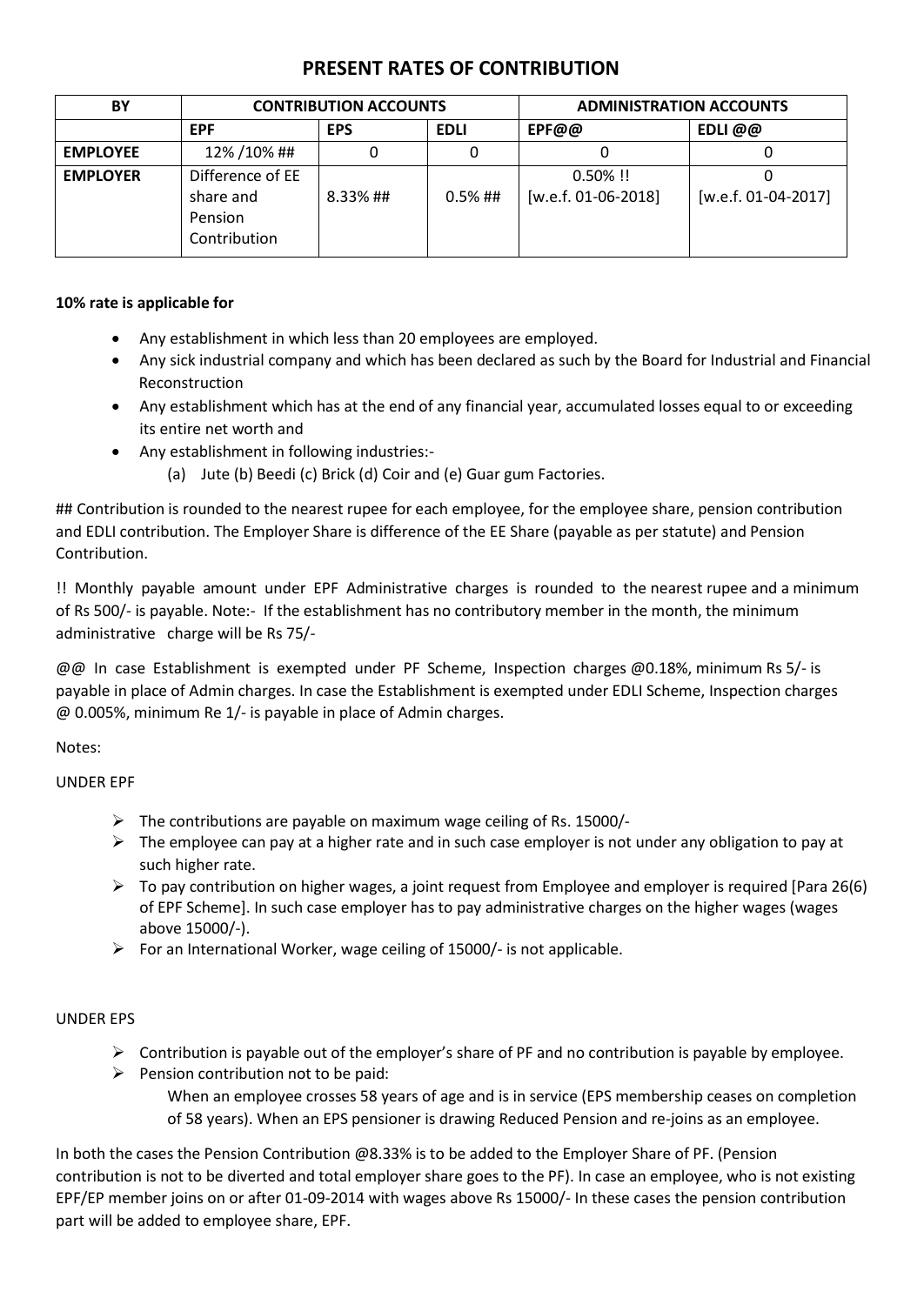# PRESENT RATES OF CONTRIBUTION

| BY | CONTRIBUTION ACCOUNTS | | | ADMINISTRATION ACCOUNTS | |
|---|---|---|---|---|---|
| | EPF | EPS | EDLI | EPF@@ | EDLI @@ |
| EMPLOYEE | 12% /10% ## | 0 | 0 | 0 | 0 |
| EMPLOYER | Difference of EE share and Pension Contribution | 8.33% ## | 0.5% ## | 0.50% !! [w.e.f. 01-06-2018] | 0 [w.e.f. 01-04-2017] |

**10% rate is applicable for**

- Any establishment in which less than 20 employees are employed.
- Any sick industrial company and which has been declared as such by the Board for Industrial and Financial Reconstruction
- Any establishment which has at the end of any financial year, accumulated losses equal to or exceeding its entire net worth and
- Any establishment in following industries:-
  (a) Jute (b) Beedi (c) Brick (d) Coir and (e) Guar gum Factories.

## Contribution is rounded to the nearest rupee for each employee, for the employee share, pension contribution and EDLI contribution. The Employer Share is difference of the EE Share (payable as per statute) and Pension Contribution.

!! Monthly payable amount under EPF Administrative charges is rounded to the nearest rupee and a minimum of Rs 500/- is payable. Note:- If the establishment has no contributory member in the month, the minimum administrative charge will be Rs 75/-

@@ In case Establishment is exempted under PF Scheme, Inspection charges @0.18%, minimum Rs 5/- is payable in place of Admin charges. In case the Establishment is exempted under EDLI Scheme, Inspection charges @ 0.005%, minimum Re 1/- is payable in place of Admin charges.

Notes:

UNDER EPF

- The contributions are payable on maximum wage ceiling of Rs. 15000/-
- The employee can pay at a higher rate and in such case employer is not under any obligation to pay at such higher rate.
- To pay contribution on higher wages, a joint request from Employee and employer is required [Para 26(6) of EPF Scheme]. In such case employer has to pay administrative charges on the higher wages (wages above 15000/-).
- For an International Worker, wage ceiling of 15000/- is not applicable.

UNDER EPS

- Contribution is payable out of the employer's share of PF and no contribution is payable by employee.
- Pension contribution not to be paid:
  When an employee crosses 58 years of age and is in service (EPS membership ceases on completion of 58 years). When an EPS pensioner is drawing Reduced Pension and re-joins as an employee.

In both the cases the Pension Contribution @8.33% is to be added to the Employer Share of PF. (Pension contribution is not to be diverted and total employer share goes to the PF). In case an employee, who is not existing EPF/EP member joins on or after 01-09-2014 with wages above Rs 15000/- In these cases the pension contribution part will be added to employee share, EPF.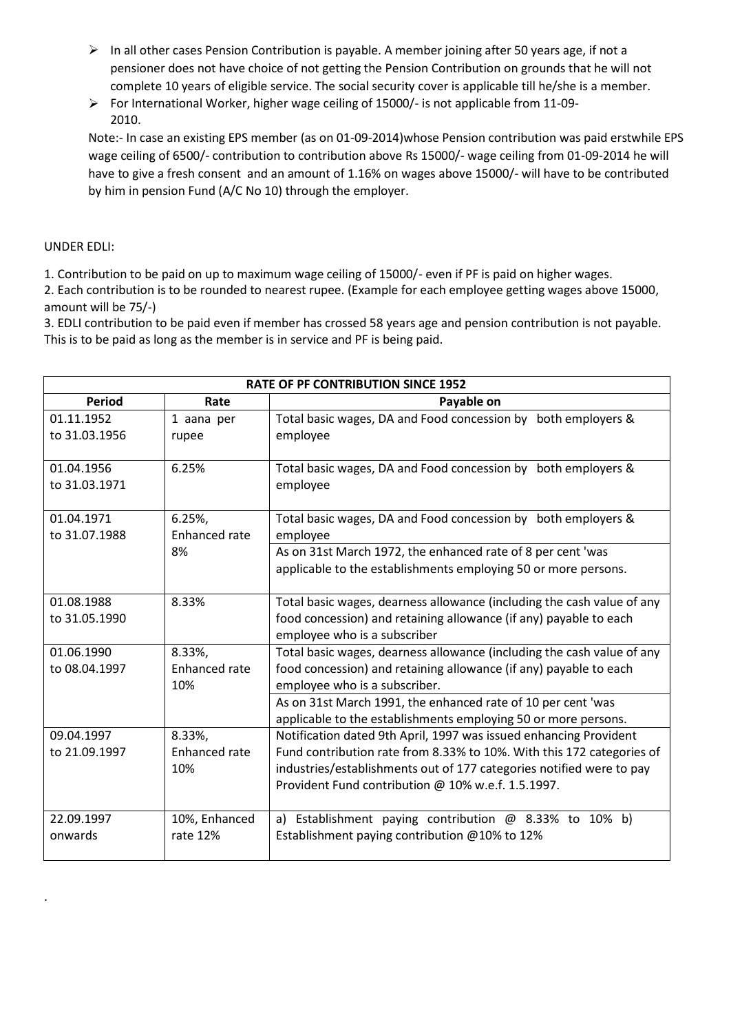- In all other cases Pension Contribution is payable. A member joining after 50 years age, if not a pensioner does not have choice of not getting the Pension Contribution on grounds that he will not complete 10 years of eligible service. The social security cover is applicable till he/she is a member.
- For International Worker, higher wage ceiling of 15000/- is not applicable from 11-09-2010.

Note:- In case an existing EPS member (as on 01-09-2014)whose Pension contribution was paid erstwhile EPS wage ceiling of 6500/- contribution to contribution above Rs 15000/- wage ceiling from 01-09-2014 he will have to give a fresh consent and an amount of 1.16% on wages above 15000/- will have to be contributed by him in pension Fund (A/C No 10) through the employer.

UNDER EDLI:

1. Contribution to be paid on up to maximum wage ceiling of 15000/- even if PF is paid on higher wages.
2. Each contribution is to be rounded to nearest rupee. (Example for each employee getting wages above 15000, amount will be 75/-)
3. EDLI contribution to be paid even if member has crossed 58 years age and pension contribution is not payable. This is to be paid as long as the member is in service and PF is being paid.

| RATE OF PF CONTRIBUTION SINCE 1952 | | |
|---|---|---|
| **Period** | **Rate** | **Payable on** |
| 01.11.1952 to 31.03.1956 | 1 aana per rupee | Total basic wages, DA and Food concession by both employers & employee |
| 01.04.1956 to 31.03.1971 | 6.25% | Total basic wages, DA and Food concession by both employers & employee |
| 01.04.1971 to 31.07.1988 | 6.25%, Enhanced rate 8% | Total basic wages, DA and Food concession by both employers & employee<br>As on 31st March 1972, the enhanced rate of 8 per cent 'was applicable to the establishments employing 50 or more persons. |
| 01.08.1988 to 31.05.1990 | 8.33% | Total basic wages, dearness allowance (including the cash value of any food concession) and retaining allowance (if any) payable to each employee who is a subscriber |
| 01.06.1990 to 08.04.1997 | 8.33%, Enhanced rate 10% | Total basic wages, dearness allowance (including the cash value of any food concession) and retaining allowance (if any) payable to each employee who is a subscriber.<br>As on 31st March 1991, the enhanced rate of 10 per cent 'was applicable to the establishments employing 50 or more persons. |
| 09.04.1997 to 21.09.1997 | 8.33%, Enhanced rate 10% | Notification dated 9th April, 1997 was issued enhancing Provident Fund contribution rate from 8.33% to 10%. With this 172 categories of industries/establishments out of 177 categories notified were to pay Provident Fund contribution @ 10% w.e.f. 1.5.1997. |
| 22.09.1997 onwards | 10%, Enhanced rate 12% | a) Establishment paying contribution @ 8.33% to 10% b) Establishment paying contribution @10% to 12% |

.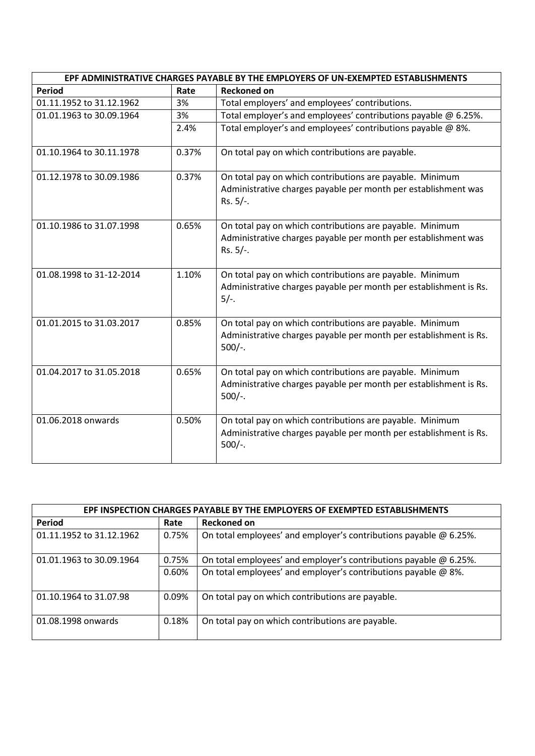| EPF ADMINISTRATIVE CHARGES PAYABLE BY THE EMPLOYERS OF UN-EXEMPTED ESTABLISHMENTS | | |
|---|---|---|
| **Period** | **Rate** | **Reckoned on** |
| 01.11.1952 to 31.12.1962 | 3% | Total employers' and employees' contributions. |
| 01.01.1963 to 30.09.1964 | 3% | Total employer's and employees' contributions payable @ 6.25%. |
| | 2.4% | Total employer's and employees' contributions payable @ 8%. |
| 01.10.1964 to 30.11.1978 | 0.37% | On total pay on which contributions are payable. |
| 01.12.1978 to 30.09.1986 | 0.37% | On total pay on which contributions are payable. Minimum Administrative charges payable per month per establishment was Rs. 5/-. |
| 01.10.1986 to 31.07.1998 | 0.65% | On total pay on which contributions are payable. Minimum Administrative charges payable per month per establishment was Rs. 5/-. |
| 01.08.1998 to 31-12-2014 | 1.10% | On total pay on which contributions are payable. Minimum Administrative charges payable per month per establishment is Rs. 5/-. |
| 01.01.2015 to 31.03.2017 | 0.85% | On total pay on which contributions are payable. Minimum Administrative charges payable per month per establishment is Rs. 500/-. |
| 01.04.2017 to 31.05.2018 | 0.65% | On total pay on which contributions are payable. Minimum Administrative charges payable per month per establishment is Rs. 500/-. |
| 01.06.2018 onwards | 0.50% | On total pay on which contributions are payable. Minimum Administrative charges payable per month per establishment is Rs. 500/-. |

| EPF INSPECTION CHARGES PAYABLE BY THE EMPLOYERS OF EXEMPTED ESTABLISHMENTS | | |
|---|---|---|
| **Period** | **Rate** | **Reckoned on** |
| 01.11.1952 to 31.12.1962 | 0.75% | On total employees' and employer's contributions payable @ 6.25%. |
| 01.01.1963 to 30.09.1964 | 0.75% | On total employees' and employer's contributions payable @ 6.25%. |
| | 0.60% | On total employees' and employer's contributions payable @ 8%. |
| 01.10.1964 to 31.07.98 | 0.09% | On total pay on which contributions are payable. |
| 01.08.1998 onwards | 0.18% | On total pay on which contributions are payable. |